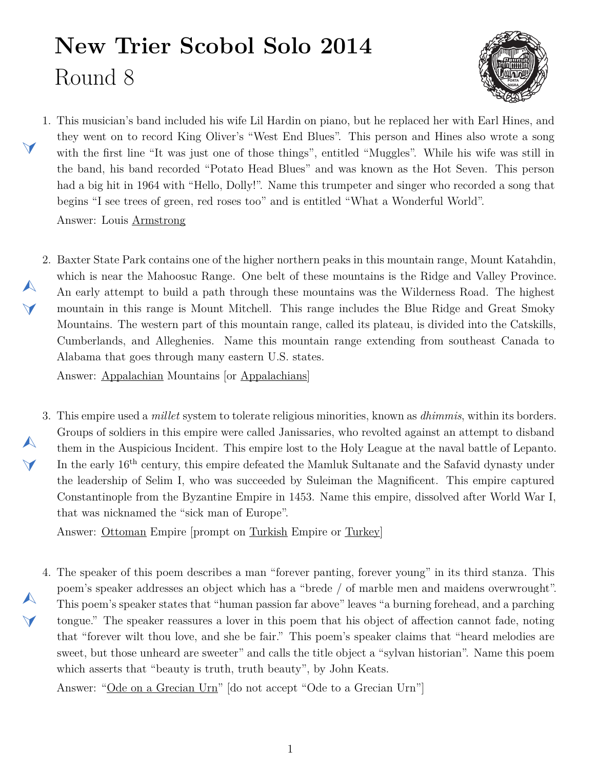# New Trier Scobol Solo 2014

## Round 8

1. This musician's band included his wife Lil Hardin on piano, but he replaced her with Earl Hines, and they went on to record King Oliver's "West End Blues". This person and Hines also wrote a song with the first line "It was just one of those things", entitled "Muggles". While his wife was still in the band, his band recorded "Potato Head Blues" and was known as the Hot Seven. This person had a big hit in 1964 with "Hello, Dolly!". Name this trumpeter and singer who recorded a song that begins "I see trees of green, red roses too" and is entitled "What a Wonderful World".

   Answer: Louis Armstrong

2. Baxter State Park contains one of the higher northern peaks in this mountain range, Mount Katahdin, which is near the Mahoosuc Range. One belt of these mountains is the Ridge and Valley Province. An early attempt to build a path through these mountains was the Wilderness Road. The highest mountain in this range is Mount Mitchell. This range includes the Blue Ridge and Great Smoky Mountains. The western part of this mountain range, called its plateau, is divided into the Catskills, Cumberlands, and Alleghenies. Name this mountain range extending from southeast Canada to Alabama that goes through many eastern U.S. states.

   Answer: Appalachian Mountains [or Appalachians]

3. This empire used a *millet* system to tolerate religious minorities, known as *dhimmis*, within its borders. Groups of soldiers in this empire were called Janissaries, who revolted against an attempt to disband them in the Auspicious Incident. This empire lost to the Holy League at the naval battle of Lepanto. In the early 16th century, this empire defeated the Mamluk Sultanate and the Safavid dynasty under the leadership of Selim I, who was succeeded by Suleiman the Magnificent. This empire captured Constantinople from the Byzantine Empire in 1453. Name this empire, dissolved after World War I, that was nicknamed the "sick man of Europe".

   Answer: Ottoman Empire [prompt on Turkish Empire or Turkey]

4. The speaker of this poem describes a man "forever panting, forever young" in its third stanza. This poem's speaker addresses an object which has a "brede / of marble men and maidens overwrought". This poem's speaker states that "human passion far above" leaves "a burning forehead, and a parching tongue." The speaker reassures a lover in this poem that his object of affection cannot fade, noting that "forever wilt thou love, and she be fair." This poem's speaker claims that "heard melodies are sweet, but those unheard are sweeter" and calls the title object a "sylvan historian". Name this poem which asserts that "beauty is truth, truth beauty", by John Keats.

   Answer: "Ode on a Grecian Urn" [do not accept "Ode to a Grecian Urn"]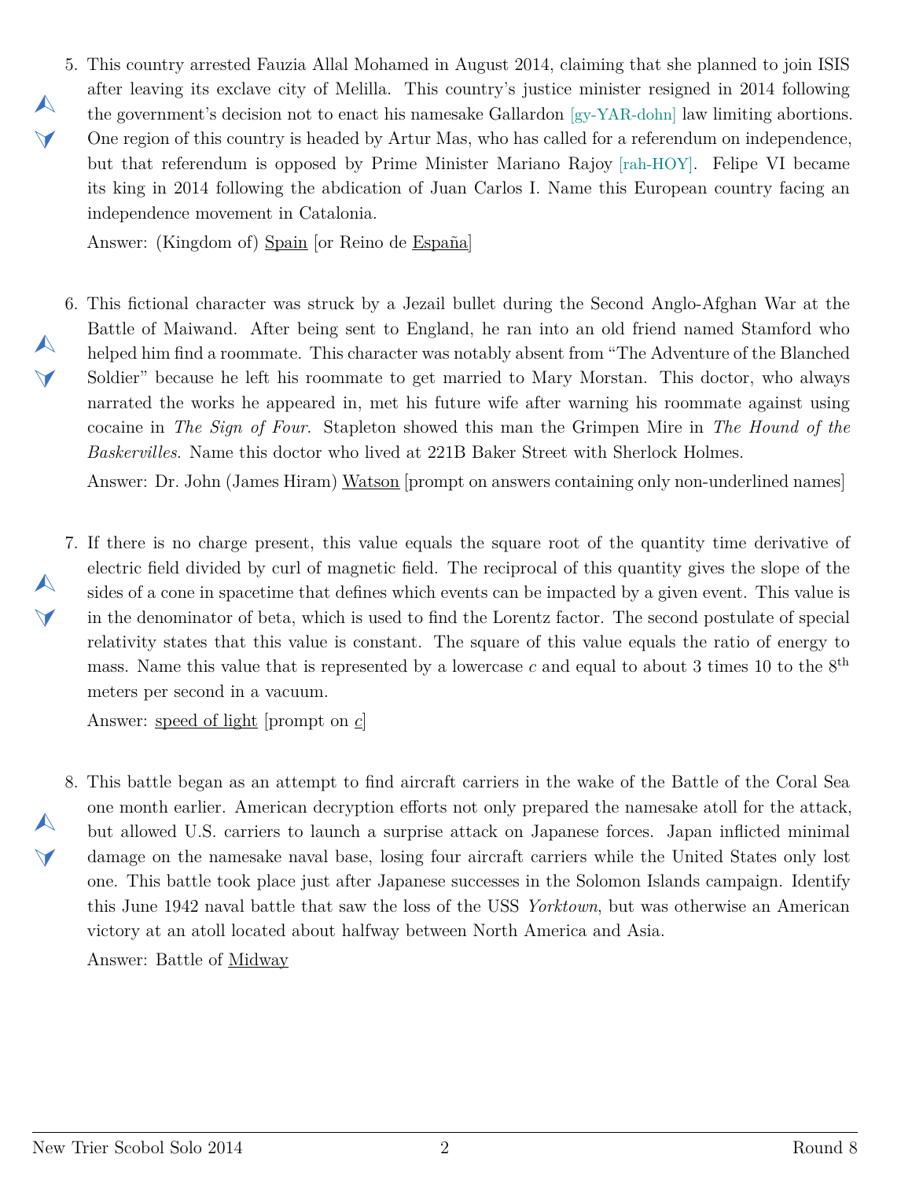5. This country arrested Fauzia Allal Mohamed in August 2014, claiming that she planned to join ISIS after leaving its exclave city of Melilla. This country's justice minister resigned in 2014 following the government's decision not to enact his namesake Gallardon [gy-YAR-dohn] law limiting abortions. One region of this country is headed by Artur Mas, who has called for a referendum on independence, but that referendum is opposed by Prime Minister Mariano Rajoy [rah-HOY]. Felipe VI became its king in 2014 following the abdication of Juan Carlos I. Name this European country facing an independence movement in Catalonia.

   Answer: (Kingdom of) Spain [or Reino de España]

6. This fictional character was struck by a Jezail bullet during the Second Anglo-Afghan War at the Battle of Maiwand. After being sent to England, he ran into an old friend named Stamford who helped him find a roommate. This character was notably absent from "The Adventure of the Blanched Soldier" because he left his roommate to get married to Mary Morstan. This doctor, who always narrated the works he appeared in, met his future wife after warning his roommate against using cocaine in *The Sign of Four*. Stapleton showed this man the Grimpen Mire in *The Hound of the Baskervilles*. Name this doctor who lived at 221B Baker Street with Sherlock Holmes.

   Answer: Dr. John (James Hiram) Watson [prompt on answers containing only non-underlined names]

7. If there is no charge present, this value equals the square root of the quantity time derivative of electric field divided by curl of magnetic field. The reciprocal of this quantity gives the slope of the sides of a cone in spacetime that defines which events can be impacted by a given event. This value is in the denominator of beta, which is used to find the Lorentz factor. The second postulate of special relativity states that this value is constant. The square of this value equals the ratio of energy to mass. Name this value that is represented by a lowercase $c$ and equal to about 3 times 10 to the 8[th] meters per second in a vacuum.

   Answer: speed of light [prompt on $c$]

8. This battle began as an attempt to find aircraft carriers in the wake of the Battle of the Coral Sea one month earlier. American decryption efforts not only prepared the namesake atoll for the attack, but allowed U.S. carriers to launch a surprise attack on Japanese forces. Japan inflicted minimal damage on the namesake naval base, losing four aircraft carriers while the United States only lost one. This battle took place just after Japanese successes in the Solomon Islands campaign. Identify this June 1942 naval battle that saw the loss of the USS *Yorktown*, but was otherwise an American victory at an atoll located about halfway between North America and Asia.

   Answer: Battle of Midway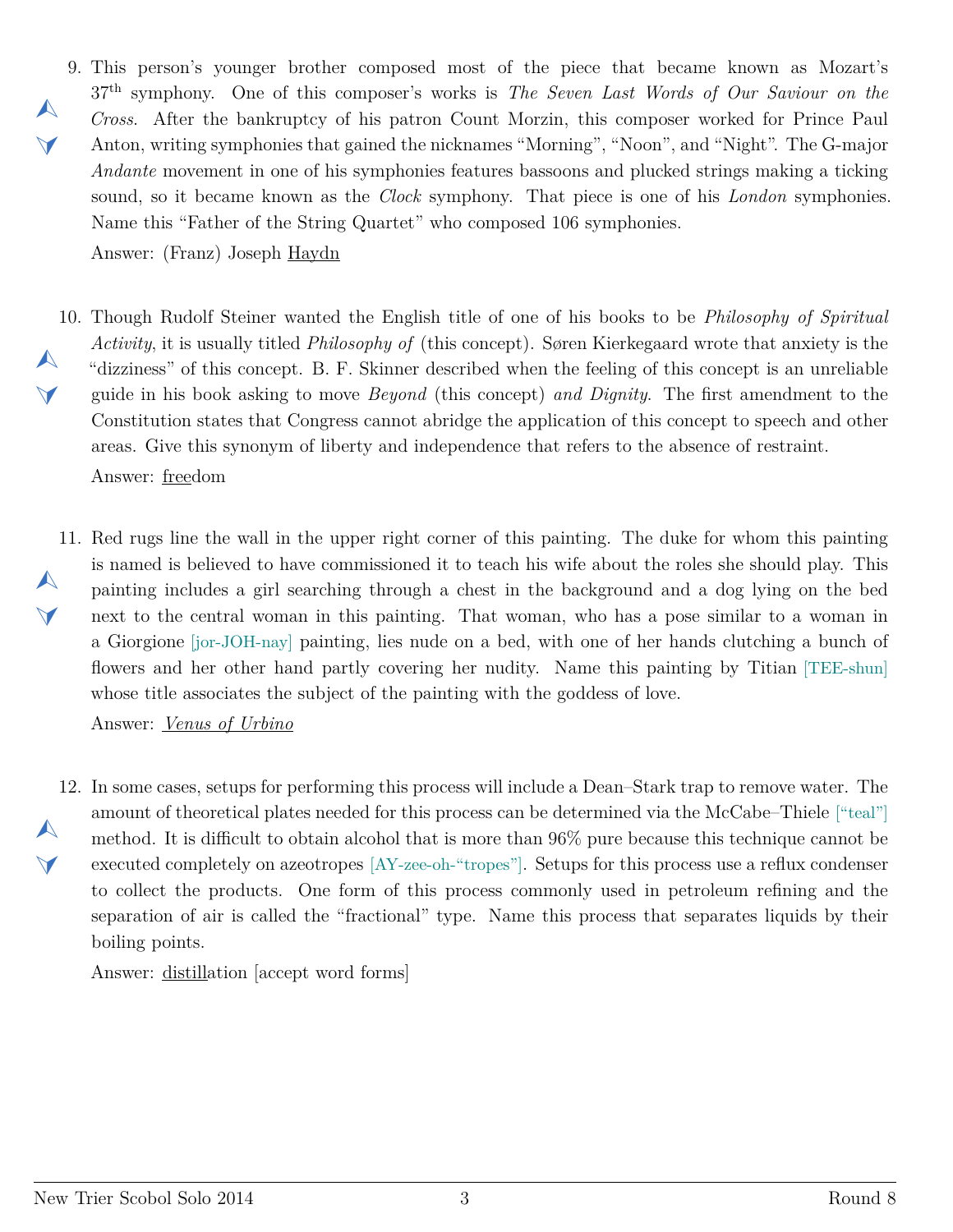9. This person's younger brother composed most of the piece that became known as Mozart's 37th symphony. One of this composer's works is *The Seven Last Words of Our Saviour on the Cross*. After the bankruptcy of his patron Count Morzin, this composer worked for Prince Paul Anton, writing symphonies that gained the nicknames "Morning", "Noon", and "Night". The G-major *Andante* movement in one of his symphonies features bassoons and plucked strings making a ticking sound, so it became known as the *Clock* symphony. That piece is one of his *London* symphonies. Name this "Father of the String Quartet" who composed 106 symphonies.

   Answer: (Franz) Joseph Haydn

10. Though Rudolf Steiner wanted the English title of one of his books to be *Philosophy of Spiritual Activity*, it is usually titled *Philosophy of* (this concept). Søren Kierkegaard wrote that anxiety is the "dizziness" of this concept. B. F. Skinner described when the feeling of this concept is an unreliable guide in his book asking to move *Beyond* (this concept) *and Dignity*. The first amendment to the Constitution states that Congress cannot abridge the application of this concept to speech and other areas. Give this synonym of liberty and independence that refers to the absence of restraint.

    Answer: freedom

11. Red rugs line the wall in the upper right corner of this painting. The duke for whom this painting is named is believed to have commissioned it to teach his wife about the roles she should play. This painting includes a girl searching through a chest in the background and a dog lying on the bed next to the central woman in this painting. That woman, who has a pose similar to a woman in a Giorgione [jor-JOH-nay] painting, lies nude on a bed, with one of her hands clutching a bunch of flowers and her other hand partly covering her nudity. Name this painting by Titian [TEE-shun] whose title associates the subject of the painting with the goddess of love.

    Answer: *Venus of Urbino*

12. In some cases, setups for performing this process will include a Dean–Stark trap to remove water. The amount of theoretical plates needed for this process can be determined via the McCabe–Thiele ["teal"] method. It is difficult to obtain alcohol that is more than 96% pure because this technique cannot be executed completely on azeotropes [AY-zee-oh-"tropes"]. Setups for this process use a reflux condenser to collect the products. One form of this process commonly used in petroleum refining and the separation of air is called the "fractional" type. Name this process that separates liquids by their boiling points.

    Answer: distillation [accept word forms]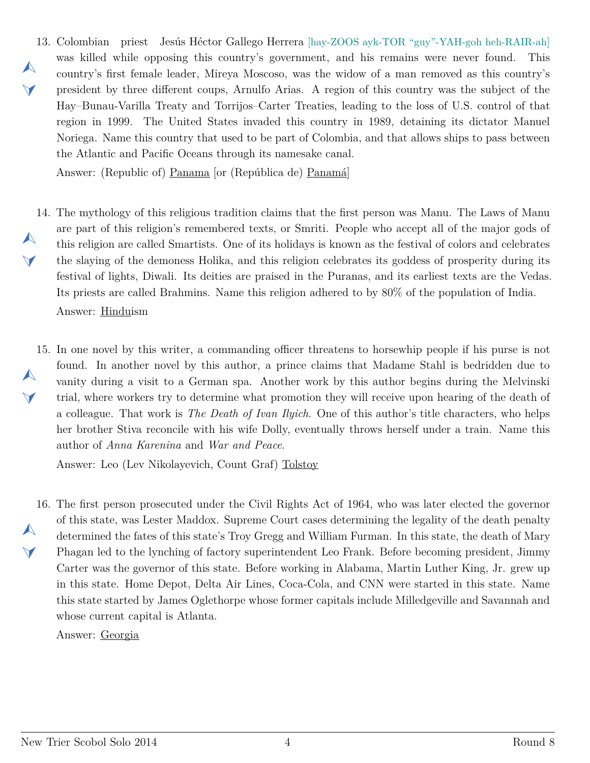13. Colombian priest Jesús Héctor Gallego Herrera [hay-ZOOS ayk-TOR "guy"-YAH-goh heh-RAIR-ah] was killed while opposing this country's government, and his remains were never found. This country's first female leader, Mireya Moscoso, was the widow of a man removed as this country's president by three different coups, Arnulfo Arias. A region of this country was the subject of the Hay–Bunau-Varilla Treaty and Torrijos–Carter Treaties, leading to the loss of U.S. control of that region in 1999. The United States invaded this country in 1989, detaining its dictator Manuel Noriega. Name this country that used to be part of Colombia, and that allows ships to pass between the Atlantic and Pacific Oceans through its namesake canal.

    Answer: (Republic of) <u>Panama</u> [or (República de) <u>Panamá</u>]

14. The mythology of this religious tradition claims that the first person was Manu. The Laws of Manu are part of this religion's remembered texts, or Smriti. People who accept all of the major gods of this religion are called Smartists. One of its holidays is known as the festival of colors and celebrates the slaying of the demoness Holika, and this religion celebrates its goddess of prosperity during its festival of lights, Diwali. Its deities are praised in the Puranas, and its earliest texts are the Vedas. Its priests are called Brahmins. Name this religion adhered to by 80% of the population of India.

    Answer: <u>Hindu</u>ism

15. In one novel by this writer, a commanding officer threatens to horsewhip people if his purse is not found. In another novel by this author, a prince claims that Madame Stahl is bedridden due to vanity during a visit to a German spa. Another work by this author begins during the Melvinski trial, where workers try to determine what promotion they will receive upon hearing of the death of a colleague. That work is *The Death of Ivan Ilyich*. One of this author's title characters, who helps her brother Stiva reconcile with his wife Dolly, eventually throws herself under a train. Name this author of *Anna Karenina* and *War and Peace*.

    Answer: Leo (Lev Nikolayevich, Count Graf) <u>Tolstoy</u>

16. The first person prosecuted under the Civil Rights Act of 1964, who was later elected the governor of this state, was Lester Maddox. Supreme Court cases determining the legality of the death penalty determined the fates of this state's Troy Gregg and William Furman. In this state, the death of Mary Phagan led to the lynching of factory superintendent Leo Frank. Before becoming president, Jimmy Carter was the governor of this state. Before working in Alabama, Martin Luther King, Jr. grew up in this state. Home Depot, Delta Air Lines, Coca-Cola, and CNN were started in this state. Name this state started by James Oglethorpe whose former capitals include Milledgeville and Savannah and whose current capital is Atlanta.

    Answer: <u>Georgia</u>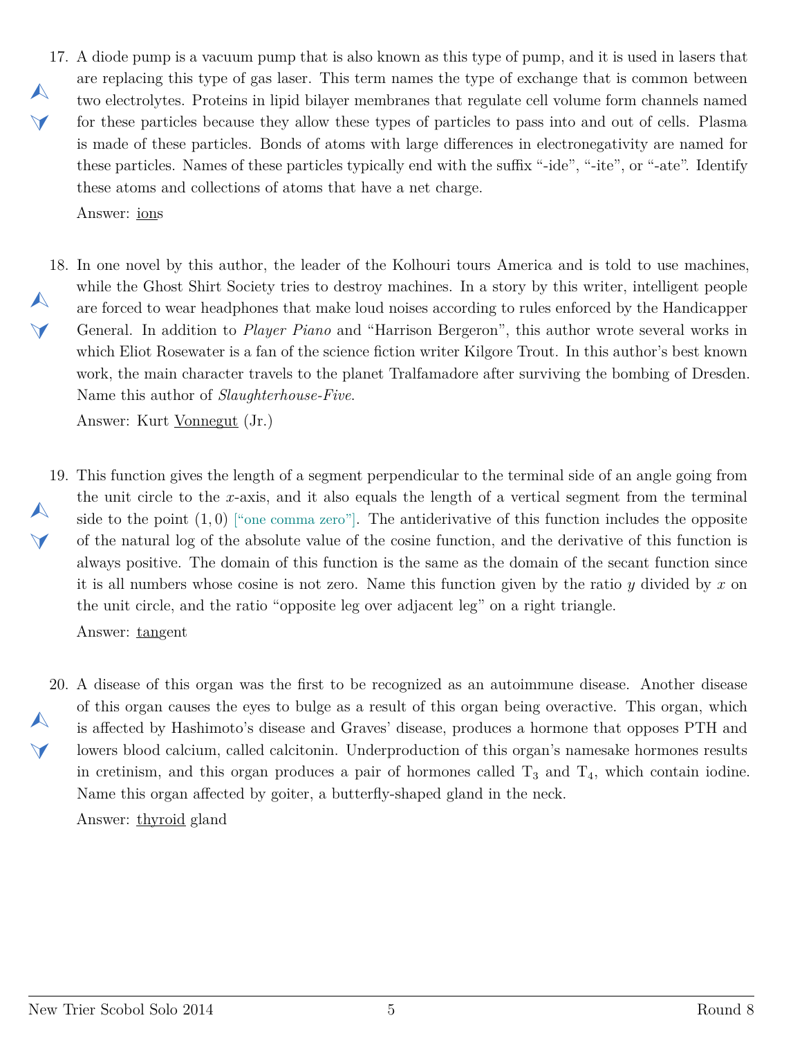17. A diode pump is a vacuum pump that is also known as this type of pump, and it is used in lasers that are replacing this type of gas laser. This term names the type of exchange that is common between two electrolytes. Proteins in lipid bilayer membranes that regulate cell volume form channels named for these particles because they allow these types of particles to pass into and out of cells. Plasma is made of these particles. Bonds of atoms with large differences in electronegativity are named for these particles. Names of these particles typically end with the suffix "-ide", "-ite", or "-ate". Identify these atoms and collections of atoms that have a net charge.

    Answer: <u>ion</u>s

18. In one novel by this author, the leader of the Kolhouri tours America and is told to use machines, while the Ghost Shirt Society tries to destroy machines. In a story by this writer, intelligent people are forced to wear headphones that make loud noises according to rules enforced by the Handicapper General. In addition to *Player Piano* and "Harrison Bergeron", this author wrote several works in which Eliot Rosewater is a fan of the science fiction writer Kilgore Trout. In this author's best known work, the main character travels to the planet Tralfamadore after surviving the bombing of Dresden. Name this author of *Slaughterhouse-Five*.

    Answer: Kurt <u>Vonnegut</u> (Jr.)

19. This function gives the length of a segment perpendicular to the terminal side of an angle going from the unit circle to the $x$-axis, and it also equals the length of a vertical segment from the terminal side to the point $(1, 0)$ ["one comma zero"]. The antiderivative of this function includes the opposite of the natural log of the absolute value of the cosine function, and the derivative of this function is always positive. The domain of this function is the same as the domain of the secant function since it is all numbers whose cosine is not zero. Name this function given by the ratio $y$ divided by $x$ on the unit circle, and the ratio "opposite leg over adjacent leg" on a right triangle.

    Answer: <u>tangent</u>

20. A disease of this organ was the first to be recognized as an autoimmune disease. Another disease of this organ causes the eyes to bulge as a result of this organ being overactive. This organ, which is affected by Hashimoto's disease and Graves' disease, produces a hormone that opposes PTH and lowers blood calcium, called calcitonin. Underproduction of this organ's namesake hormones results in cretinism, and this organ produces a pair of hormones called $T_3$ and $T_4$, which contain iodine. Name this organ affected by goiter, a butterfly-shaped gland in the neck.

    Answer: <u>thyroid</u> gland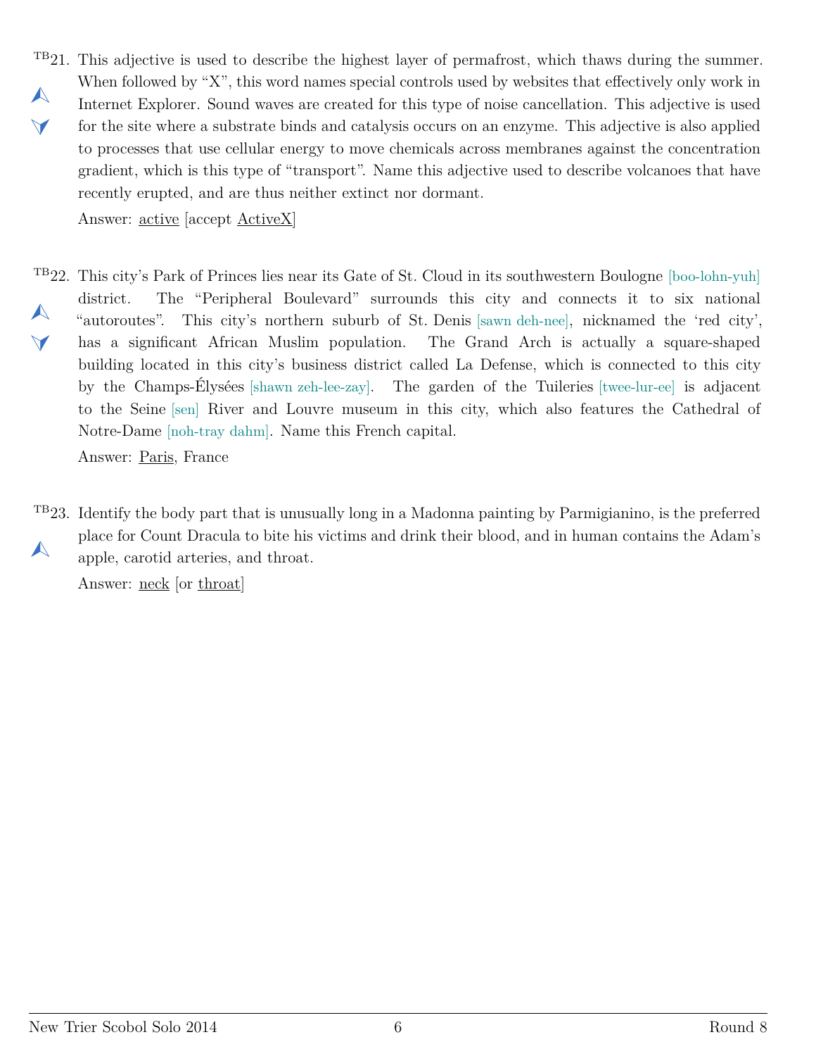TB21. This adjective is used to describe the highest layer of permafrost, which thaws during the summer. When followed by "X", this word names special controls used by websites that effectively only work in Internet Explorer. Sound waves are created for this type of noise cancellation. This adjective is used for the site where a substrate binds and catalysis occurs on an enzyme. This adjective is also applied to processes that use cellular energy to move chemicals across membranes against the concentration gradient, which is this type of "transport". Name this adjective used to describe volcanoes that have recently erupted, and are thus neither extinct nor dormant.

Answer: <u>active</u> [accept <u>ActiveX</u>]

TB22. This city's Park of Princes lies near its Gate of St. Cloud in its southwestern Boulogne [boo-lohn-yuh] district. The "Peripheral Boulevard" surrounds this city and connects it to six national "autoroutes". This city's northern suburb of St. Denis [sawn deh-nee], nicknamed the 'red city', has a significant African Muslim population. The Grand Arch is actually a square-shaped building located in this city's business district called La Defense, which is connected to this city by the Champs-Élysées [shawn zeh-lee-zay]. The garden of the Tuileries [twee-lur-ee] is adjacent to the Seine [sen] River and Louvre museum in this city, which also features the Cathedral of Notre-Dame [noh-tray dahm]. Name this French capital.

Answer: <u>Paris</u>, France

TB23. Identify the body part that is unusually long in a Madonna painting by Parmigianino, is the preferred place for Count Dracula to bite his victims and drink their blood, and in human contains the Adam's apple, carotid arteries, and throat.

Answer: <u>neck</u> [or <u>throat</u>]